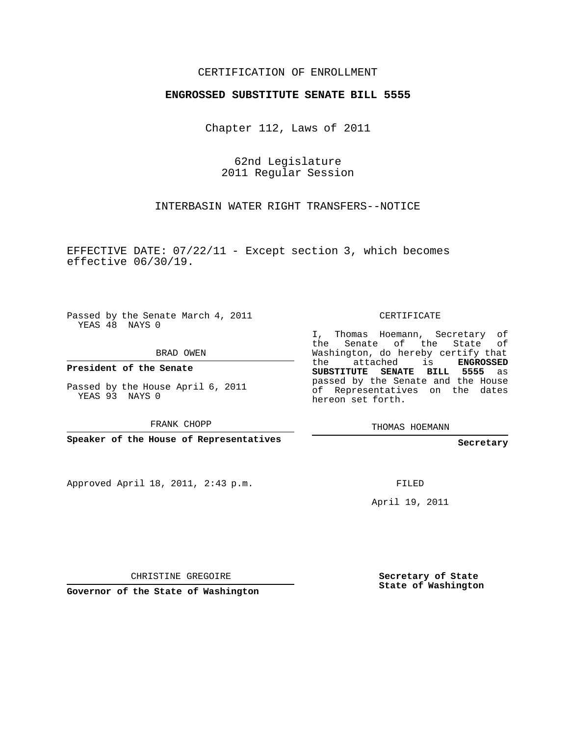CERTIFICATION OF ENROLLMENT

**ENGROSSED SUBSTITUTE SENATE BILL 5555**

Chapter 112, Laws of 2011

62nd Legislature
2011 Regular Session

INTERBASIN WATER RIGHT TRANSFERS--NOTICE

EFFECTIVE DATE: 07/22/11 - Except section 3, which becomes effective 06/30/19.

Passed by the Senate March 4, 2011
YEAS 48 NAYS 0

BRAD OWEN

**President of the Senate**

Passed by the House April 6, 2011
YEAS 93 NAYS 0

FRANK CHOPP

**Speaker of the House of Representatives**

Approved April 18, 2011, 2:43 p.m.

CHRISTINE GREGOIRE

**Governor of the State of Washington**

CERTIFICATE

I, Thomas Hoemann, Secretary of the Senate of the State of Washington, do hereby certify that the attached is **ENGROSSED SUBSTITUTE SENATE BILL 5555** as passed by the Senate and the House of Representatives on the dates hereon set forth.

THOMAS HOEMANN

**Secretary**

FILED

April 19, 2011

**Secretary of State**
**State of Washington**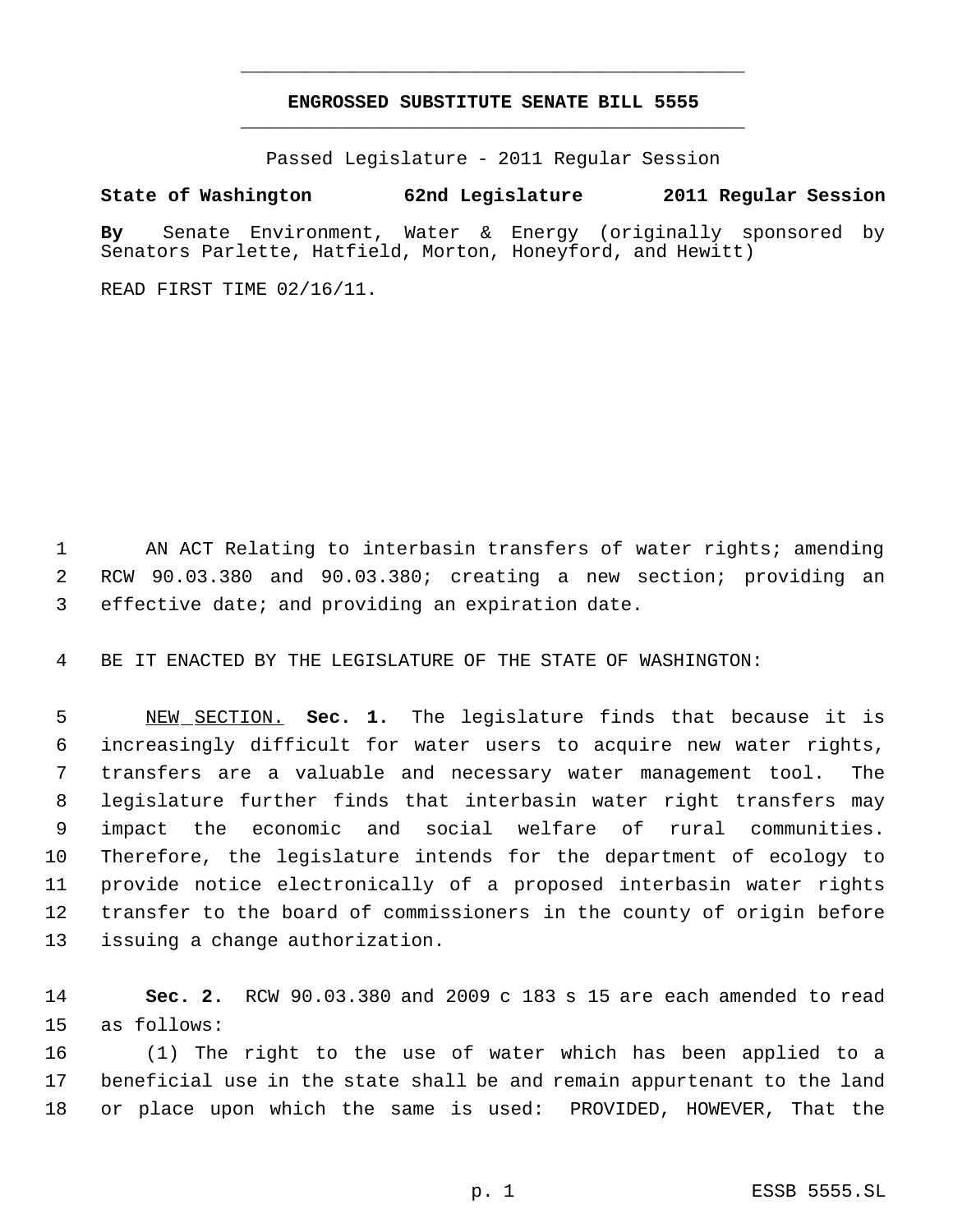## ENGROSSED SUBSTITUTE SENATE BILL 5555

Passed Legislature - 2011 Regular Session

**State of Washington** **62nd Legislature** **2011 Regular Session**

**By** Senate Environment, Water & Energy (originally sponsored by Senators Parlette, Hatfield, Morton, Honeyford, and Hewitt)

READ FIRST TIME 02/16/11.

AN ACT Relating to interbasin transfers of water rights; amending RCW 90.03.380 and 90.03.380; creating a new section; providing an effective date; and providing an expiration date.

BE IT ENACTED BY THE LEGISLATURE OF THE STATE OF WASHINGTON:

NEW SECTION. **Sec. 1.** The legislature finds that because it is increasingly difficult for water users to acquire new water rights, transfers are a valuable and necessary water management tool. The legislature further finds that interbasin water right transfers may impact the economic and social welfare of rural communities. Therefore, the legislature intends for the department of ecology to provide notice electronically of a proposed interbasin water rights transfer to the board of commissioners in the county of origin before issuing a change authorization.

**Sec. 2.** RCW 90.03.380 and 2009 c 183 s 15 are each amended to read as follows:

(1) The right to the use of water which has been applied to a beneficial use in the state shall be and remain appurtenant to the land or place upon which the same is used: PROVIDED, HOWEVER, That the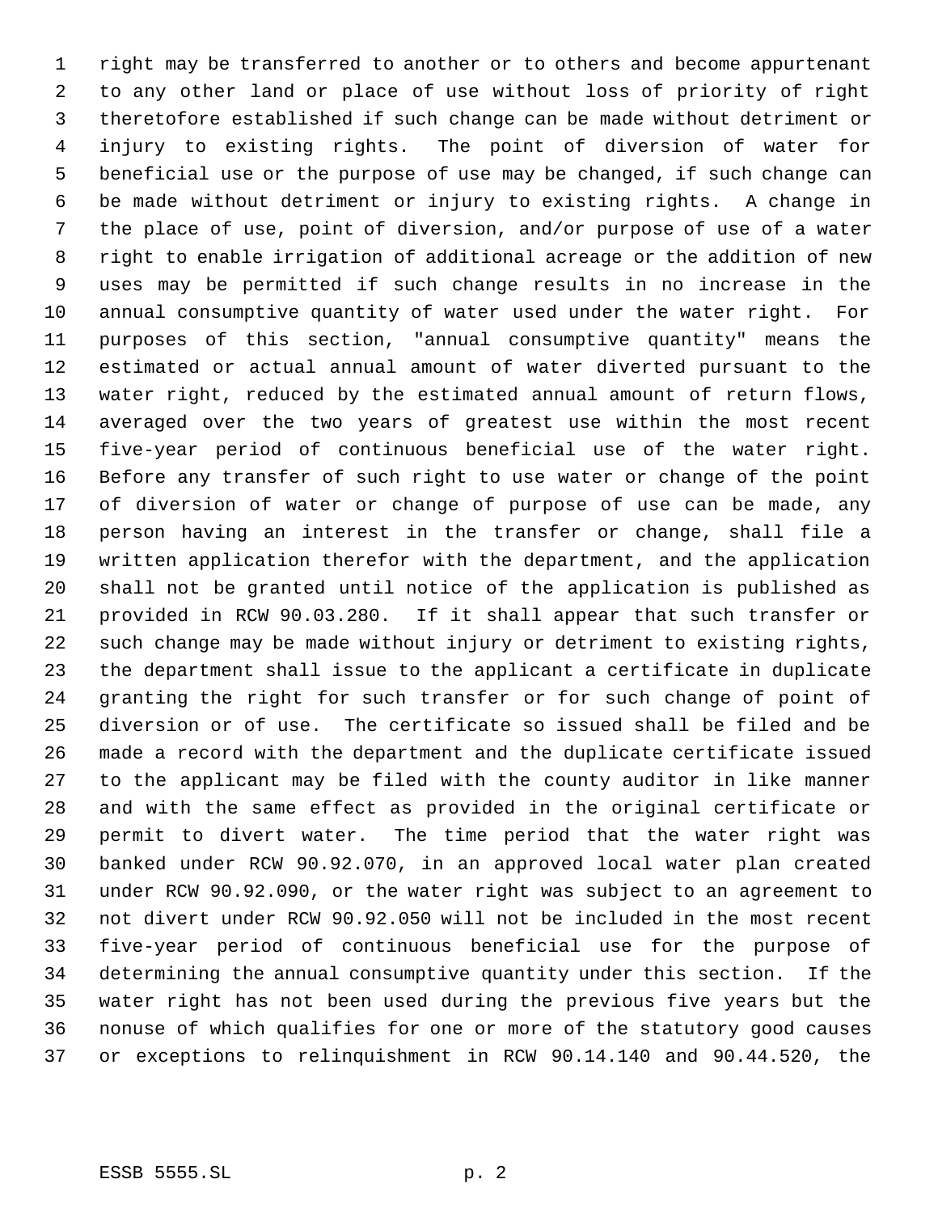right may be transferred to another or to others and become appurtenant to any other land or place of use without loss of priority of right theretofore established if such change can be made without detriment or injury to existing rights. The point of diversion of water for beneficial use or the purpose of use may be changed, if such change can be made without detriment or injury to existing rights. A change in the place of use, point of diversion, and/or purpose of use of a water right to enable irrigation of additional acreage or the addition of new uses may be permitted if such change results in no increase in the annual consumptive quantity of water used under the water right. For purposes of this section, "annual consumptive quantity" means the estimated or actual annual amount of water diverted pursuant to the water right, reduced by the estimated annual amount of return flows, averaged over the two years of greatest use within the most recent five-year period of continuous beneficial use of the water right. Before any transfer of such right to use water or change of the point of diversion of water or change of purpose of use can be made, any person having an interest in the transfer or change, shall file a written application therefor with the department, and the application shall not be granted until notice of the application is published as provided in RCW 90.03.280. If it shall appear that such transfer or such change may be made without injury or detriment to existing rights, the department shall issue to the applicant a certificate in duplicate granting the right for such transfer or for such change of point of diversion or of use. The certificate so issued shall be filed and be made a record with the department and the duplicate certificate issued to the applicant may be filed with the county auditor in like manner and with the same effect as provided in the original certificate or permit to divert water. The time period that the water right was banked under RCW 90.92.070, in an approved local water plan created under RCW 90.92.090, or the water right was subject to an agreement to not divert under RCW 90.92.050 will not be included in the most recent five-year period of continuous beneficial use for the purpose of determining the annual consumptive quantity under this section. If the water right has not been used during the previous five years but the nonuse of which qualifies for one or more of the statutory good causes or exceptions to relinquishment in RCW 90.14.140 and 90.44.520, the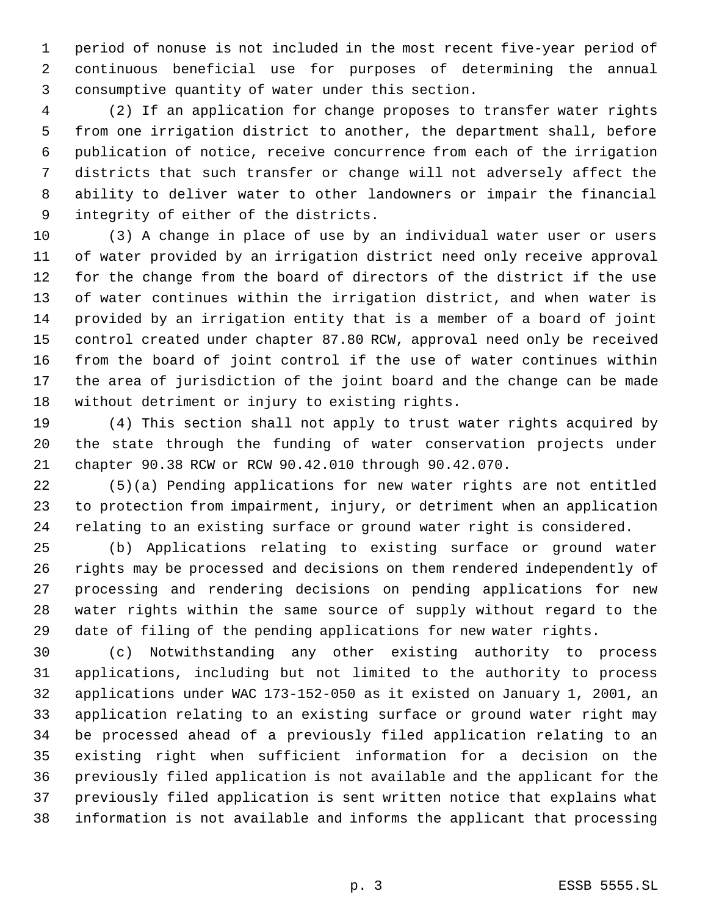period of nonuse is not included in the most recent five-year period of continuous beneficial use for purposes of determining the annual consumptive quantity of water under this section.

(2) If an application for change proposes to transfer water rights from one irrigation district to another, the department shall, before publication of notice, receive concurrence from each of the irrigation districts that such transfer or change will not adversely affect the ability to deliver water to other landowners or impair the financial integrity of either of the districts.

(3) A change in place of use by an individual water user or users of water provided by an irrigation district need only receive approval for the change from the board of directors of the district if the use of water continues within the irrigation district, and when water is provided by an irrigation entity that is a member of a board of joint control created under chapter 87.80 RCW, approval need only be received from the board of joint control if the use of water continues within the area of jurisdiction of the joint board and the change can be made without detriment or injury to existing rights.

(4) This section shall not apply to trust water rights acquired by the state through the funding of water conservation projects under chapter 90.38 RCW or RCW 90.42.010 through 90.42.070.

(5)(a) Pending applications for new water rights are not entitled to protection from impairment, injury, or detriment when an application relating to an existing surface or ground water right is considered.

(b) Applications relating to existing surface or ground water rights may be processed and decisions on them rendered independently of processing and rendering decisions on pending applications for new water rights within the same source of supply without regard to the date of filing of the pending applications for new water rights.

(c) Notwithstanding any other existing authority to process applications, including but not limited to the authority to process applications under WAC 173-152-050 as it existed on January 1, 2001, an application relating to an existing surface or ground water right may be processed ahead of a previously filed application relating to an existing right when sufficient information for a decision on the previously filed application is not available and the applicant for the previously filed application is sent written notice that explains what information is not available and informs the applicant that processing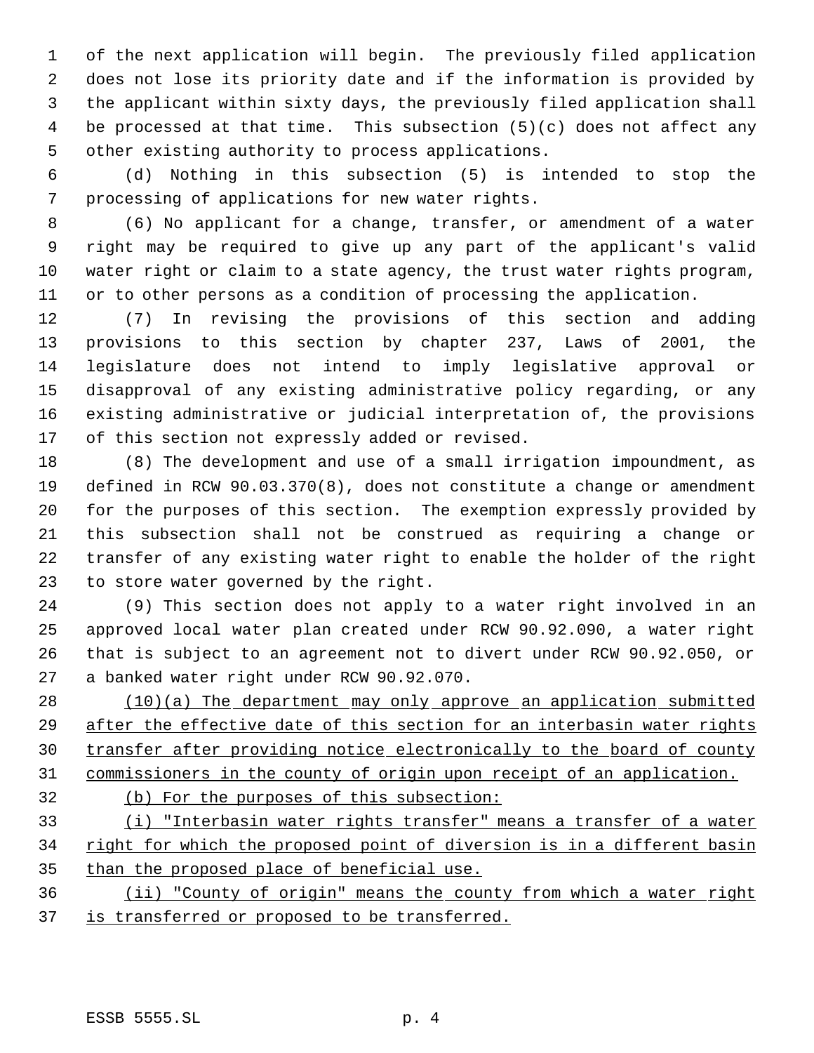of the next application will begin. The previously filed application does not lose its priority date and if the information is provided by the applicant within sixty days, the previously filed application shall be processed at that time. This subsection (5)(c) does not affect any other existing authority to process applications.

(d) Nothing in this subsection (5) is intended to stop the processing of applications for new water rights.

(6) No applicant for a change, transfer, or amendment of a water right may be required to give up any part of the applicant's valid water right or claim to a state agency, the trust water rights program, or to other persons as a condition of processing the application.

(7) In revising the provisions of this section and adding provisions to this section by chapter 237, Laws of 2001, the legislature does not intend to imply legislative approval or disapproval of any existing administrative policy regarding, or any existing administrative or judicial interpretation of, the provisions of this section not expressly added or revised.

(8) The development and use of a small irrigation impoundment, as defined in RCW 90.03.370(8), does not constitute a change or amendment for the purposes of this section. The exemption expressly provided by this subsection shall not be construed as requiring a change or transfer of any existing water right to enable the holder of the right to store water governed by the right.

(9) This section does not apply to a water right involved in an approved local water plan created under RCW 90.92.090, a water right that is subject to an agreement not to divert under RCW 90.92.050, or a banked water right under RCW 90.92.070.

<u>(10)(a) The department may only approve an application submitted after the effective date of this section for an interbasin water rights transfer after providing notice electronically to the board of county commissioners in the county of origin upon receipt of an application.</u>

<u>(b) For the purposes of this subsection:</u>

<u>(i) "Interbasin water rights transfer" means a transfer of a water right for which the proposed point of diversion is in a different basin than the proposed place of beneficial use.</u>

<u>(ii) "County of origin" means the county from which a water right is transferred or proposed to be transferred.</u>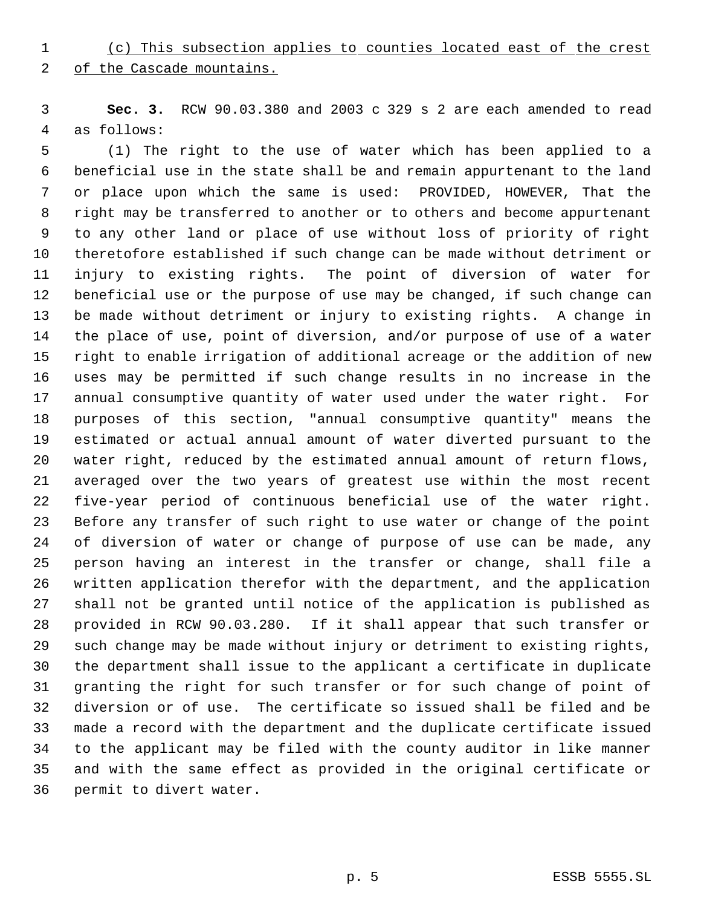<u>(c) This subsection applies to counties located east of the crest of the Cascade mountains.</u>

**Sec. 3.** RCW 90.03.380 and 2003 c 329 s 2 are each amended to read as follows:

(1) The right to the use of water which has been applied to a beneficial use in the state shall be and remain appurtenant to the land or place upon which the same is used: PROVIDED, HOWEVER, That the right may be transferred to another or to others and become appurtenant to any other land or place of use without loss of priority of right theretofore established if such change can be made without detriment or injury to existing rights. The point of diversion of water for beneficial use or the purpose of use may be changed, if such change can be made without detriment or injury to existing rights. A change in the place of use, point of diversion, and/or purpose of use of a water right to enable irrigation of additional acreage or the addition of new uses may be permitted if such change results in no increase in the annual consumptive quantity of water used under the water right. For purposes of this section, "annual consumptive quantity" means the estimated or actual annual amount of water diverted pursuant to the water right, reduced by the estimated annual amount of return flows, averaged over the two years of greatest use within the most recent five-year period of continuous beneficial use of the water right. Before any transfer of such right to use water or change of the point of diversion of water or change of purpose of use can be made, any person having an interest in the transfer or change, shall file a written application therefor with the department, and the application shall not be granted until notice of the application is published as provided in RCW 90.03.280. If it shall appear that such transfer or such change may be made without injury or detriment to existing rights, the department shall issue to the applicant a certificate in duplicate granting the right for such transfer or for such change of point of diversion or of use. The certificate so issued shall be filed and be made a record with the department and the duplicate certificate issued to the applicant may be filed with the county auditor in like manner and with the same effect as provided in the original certificate or permit to divert water.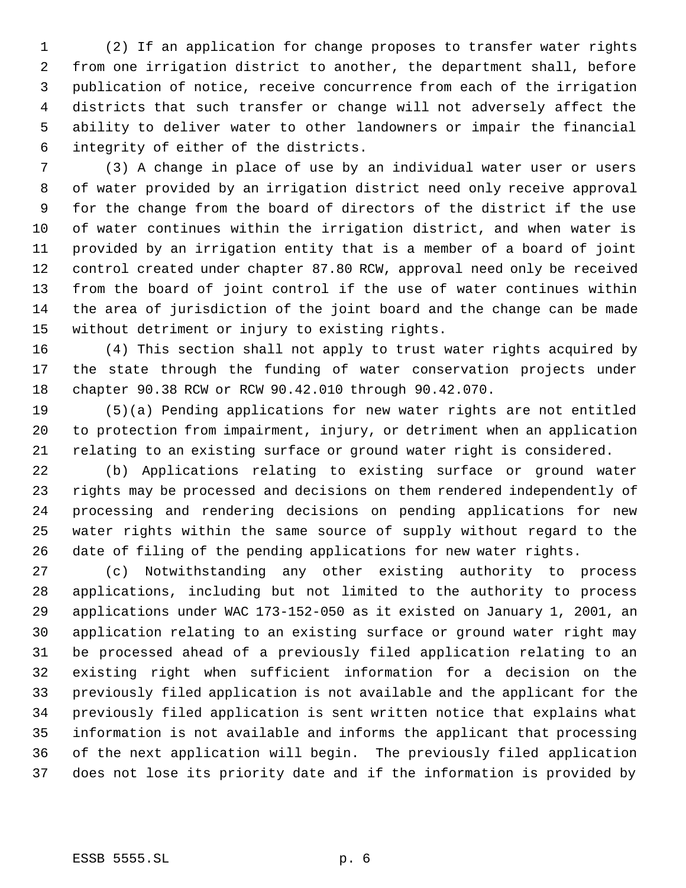(2) If an application for change proposes to transfer water rights from one irrigation district to another, the department shall, before publication of notice, receive concurrence from each of the irrigation districts that such transfer or change will not adversely affect the ability to deliver water to other landowners or impair the financial integrity of either of the districts.

(3) A change in place of use by an individual water user or users of water provided by an irrigation district need only receive approval for the change from the board of directors of the district if the use of water continues within the irrigation district, and when water is provided by an irrigation entity that is a member of a board of joint control created under chapter 87.80 RCW, approval need only be received from the board of joint control if the use of water continues within the area of jurisdiction of the joint board and the change can be made without detriment or injury to existing rights.

(4) This section shall not apply to trust water rights acquired by the state through the funding of water conservation projects under chapter 90.38 RCW or RCW 90.42.010 through 90.42.070.

(5)(a) Pending applications for new water rights are not entitled to protection from impairment, injury, or detriment when an application relating to an existing surface or ground water right is considered.

(b) Applications relating to existing surface or ground water rights may be processed and decisions on them rendered independently of processing and rendering decisions on pending applications for new water rights within the same source of supply without regard to the date of filing of the pending applications for new water rights.

(c) Notwithstanding any other existing authority to process applications, including but not limited to the authority to process applications under WAC 173-152-050 as it existed on January 1, 2001, an application relating to an existing surface or ground water right may be processed ahead of a previously filed application relating to an existing right when sufficient information for a decision on the previously filed application is not available and the applicant for the previously filed application is sent written notice that explains what information is not available and informs the applicant that processing of the next application will begin. The previously filed application does not lose its priority date and if the information is provided by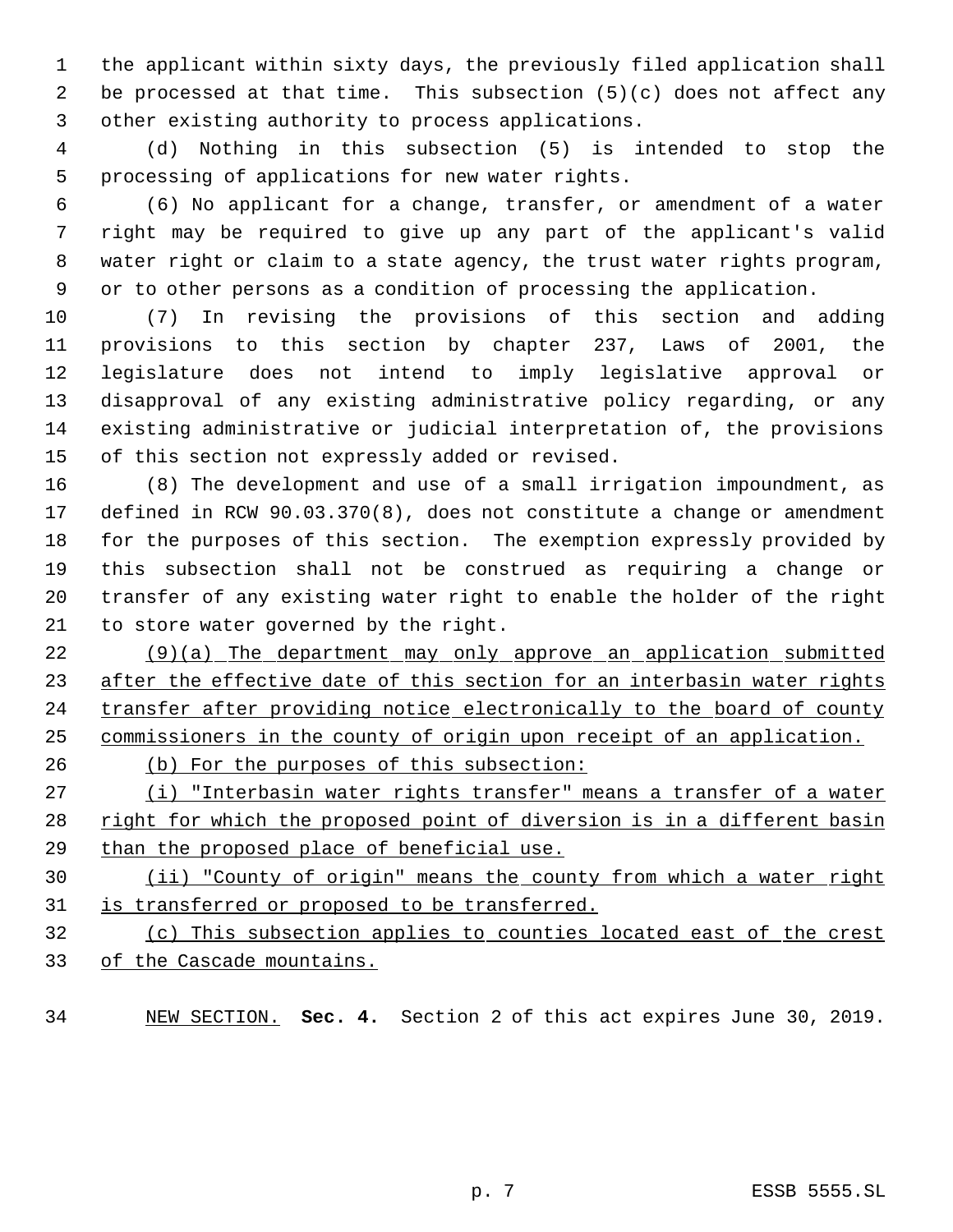the applicant within sixty days, the previously filed application shall be processed at that time. This subsection (5)(c) does not affect any other existing authority to process applications.

(d) Nothing in this subsection (5) is intended to stop the processing of applications for new water rights.

(6) No applicant for a change, transfer, or amendment of a water right may be required to give up any part of the applicant's valid water right or claim to a state agency, the trust water rights program, or to other persons as a condition of processing the application.

(7) In revising the provisions of this section and adding provisions to this section by chapter 237, Laws of 2001, the legislature does not intend to imply legislative approval or disapproval of any existing administrative policy regarding, or any existing administrative or judicial interpretation of, the provisions of this section not expressly added or revised.

(8) The development and use of a small irrigation impoundment, as defined in RCW 90.03.370(8), does not constitute a change or amendment for the purposes of this section. The exemption expressly provided by this subsection shall not be construed as requiring a change or transfer of any existing water right to enable the holder of the right to store water governed by the right.

<u>(9)(a) The department may only approve an application submitted after the effective date of this section for an interbasin water rights transfer after providing notice electronically to the board of county commissioners in the county of origin upon receipt of an application.</u>

<u>(b) For the purposes of this subsection:</u>

<u>(i) "Interbasin water rights transfer" means a transfer of a water right for which the proposed point of diversion is in a different basin than the proposed place of beneficial use.</u>

<u>(ii) "County of origin" means the county from which a water right is transferred or proposed to be transferred.</u>

<u>(c) This subsection applies to counties located east of the crest of the Cascade mountains.</u>

<u>NEW SECTION.</u> **Sec. 4.** Section 2 of this act expires June 30, 2019.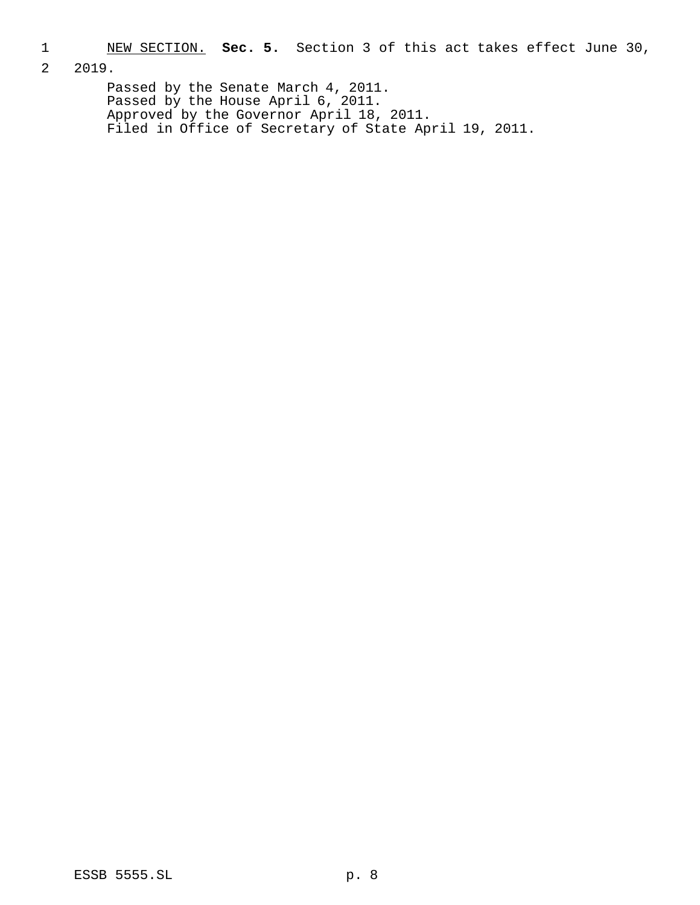NEW SECTION. **Sec. 5.** Section 3 of this act takes effect June 30, 2019.

Passed by the Senate March 4, 2011.
Passed by the House April 6, 2011.
Approved by the Governor April 18, 2011.
Filed in Office of Secretary of State April 19, 2011.